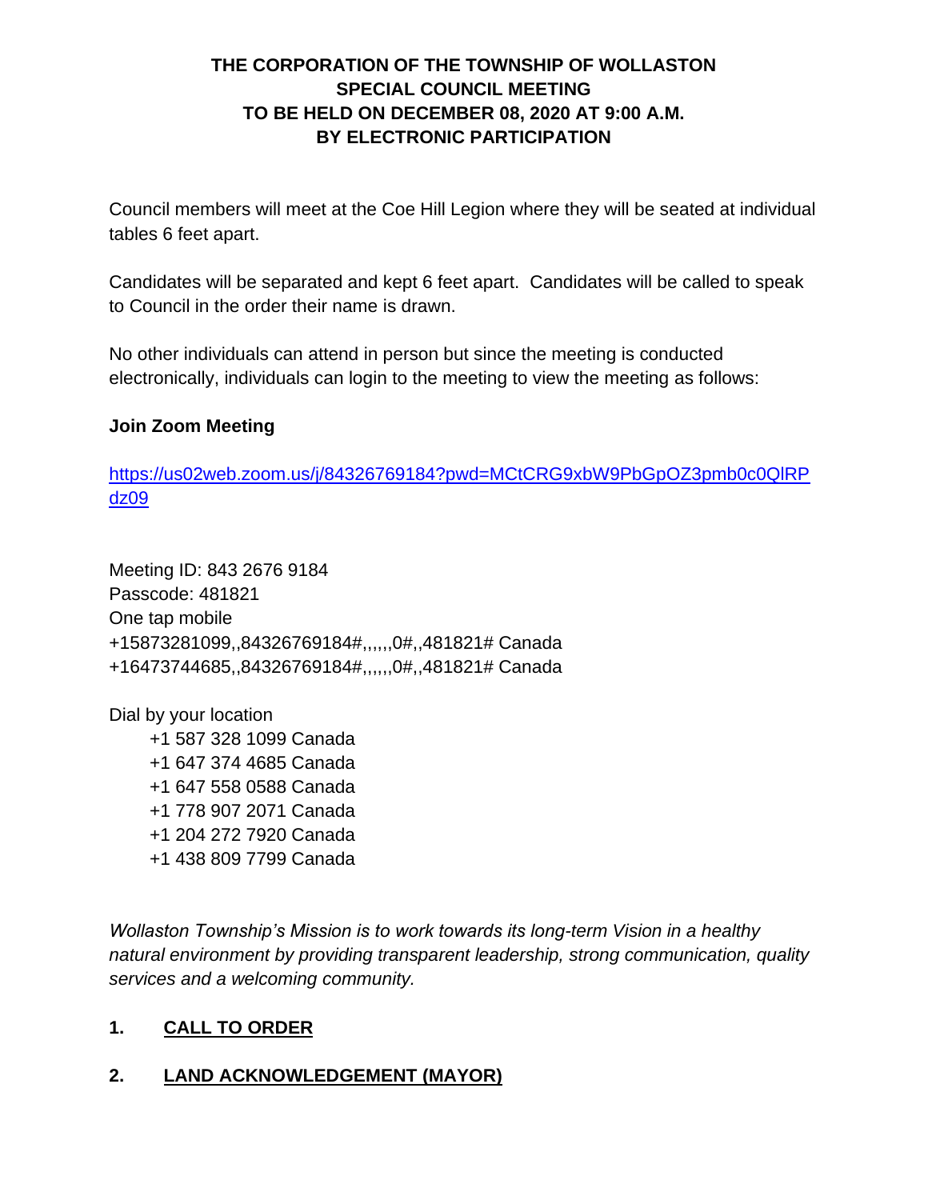# THE CORPORATION OF THE TOWNSHIP OF WOLLASTON
## SPECIAL COUNCIL MEETING
## TO BE HELD ON DECEMBER 08, 2020 AT 9:00 A.M.
## BY ELECTRONIC PARTICIPATION

Council members will meet at the Coe Hill Legion where they will be seated at individual tables 6 feet apart.

Candidates will be separated and kept 6 feet apart. Candidates will be called to speak to Council in the order their name is drawn.

No other individuals can attend in person but since the meeting is conducted electronically, individuals can login to the meeting to view the meeting as follows:

**Join Zoom Meeting**

https://us02web.zoom.us/j/84326769184?pwd=MCtCRG9xbW9PbGpOZ3pmb0c0QlRPdz09

Meeting ID: 843 2676 9184
Passcode: 481821
One tap mobile
+15873281099,,84326769184#,,,,,,0#,,481821# Canada
+16473744685,,84326769184#,,,,,,0#,,481821# Canada

Dial by your location
- +1 587 328 1099 Canada
- +1 647 374 4685 Canada
- +1 647 558 0588 Canada
- +1 778 907 2071 Canada
- +1 204 272 7920 Canada
- +1 438 809 7799 Canada

*Wollaston Township's Mission is to work towards its long-term Vision in a healthy natural environment by providing transparent leadership, strong communication, quality services and a welcoming community.*

1. **CALL TO ORDER**

2. **LAND ACKNOWLEDGEMENT (MAYOR)**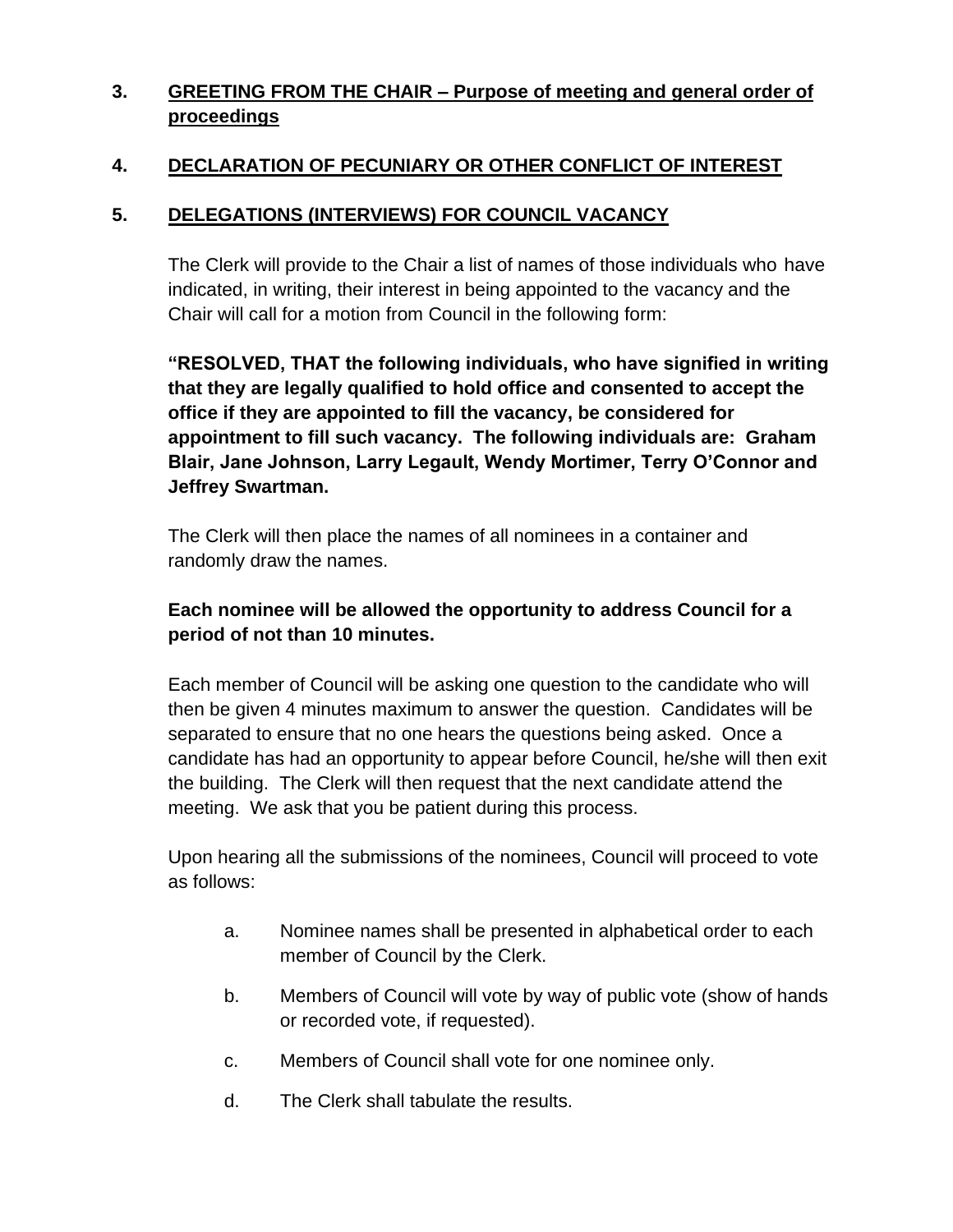## 3. GREETING FROM THE CHAIR – Purpose of meeting and general order of proceedings

## 4. DECLARATION OF PECUNIARY OR OTHER CONFLICT OF INTEREST

## 5. DELEGATIONS (INTERVIEWS) FOR COUNCIL VACANCY

The Clerk will provide to the Chair a list of names of those individuals who have indicated, in writing, their interest in being appointed to the vacancy and the Chair will call for a motion from Council in the following form:

**"RESOLVED, THAT the following individuals, who have signified in writing that they are legally qualified to hold office and consented to accept the office if they are appointed to fill the vacancy, be considered for appointment to fill such vacancy. The following individuals are: Graham Blair, Jane Johnson, Larry Legault, Wendy Mortimer, Terry O'Connor and Jeffrey Swartman.**

The Clerk will then place the names of all nominees in a container and randomly draw the names.

**Each nominee will be allowed the opportunity to address Council for a period of not than 10 minutes.**

Each member of Council will be asking one question to the candidate who will then be given 4 minutes maximum to answer the question. Candidates will be separated to ensure that no one hears the questions being asked. Once a candidate has had an opportunity to appear before Council, he/she will then exit the building. The Clerk will then request that the next candidate attend the meeting. We ask that you be patient during this process.

Upon hearing all the submissions of the nominees, Council will proceed to vote as follows:

a. Nominee names shall be presented in alphabetical order to each member of Council by the Clerk.

b. Members of Council will vote by way of public vote (show of hands or recorded vote, if requested).

c. Members of Council shall vote for one nominee only.

d. The Clerk shall tabulate the results.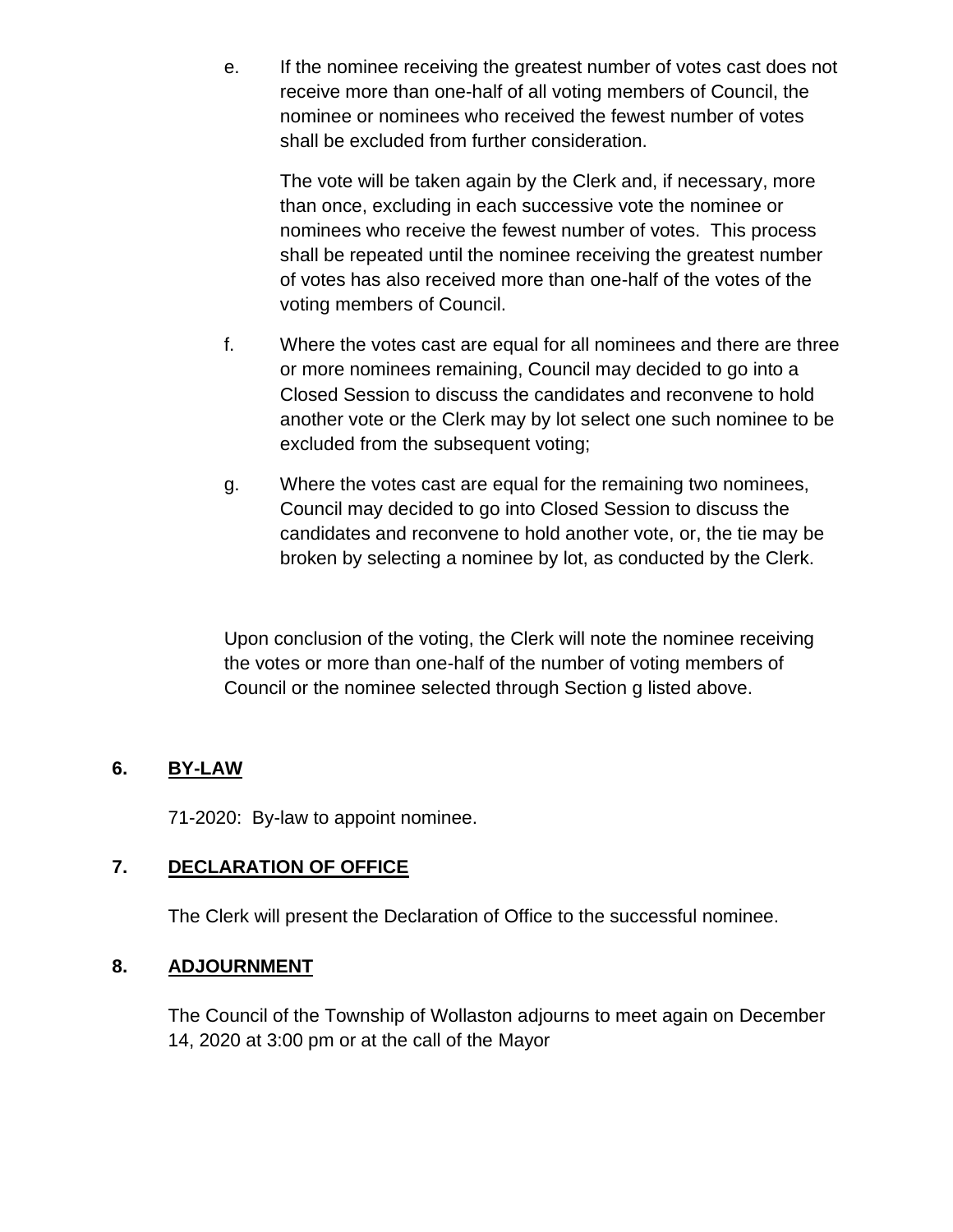e. If the nominee receiving the greatest number of votes cast does not receive more than one-half of all voting members of Council, the nominee or nominees who received the fewest number of votes shall be excluded from further consideration.

   The vote will be taken again by the Clerk and, if necessary, more than once, excluding in each successive vote the nominee or nominees who receive the fewest number of votes. This process shall be repeated until the nominee receiving the greatest number of votes has also received more than one-half of the votes of the voting members of Council.

f. Where the votes cast are equal for all nominees and there are three or more nominees remaining, Council may decided to go into a Closed Session to discuss the candidates and reconvene to hold another vote or the Clerk may by lot select one such nominee to be excluded from the subsequent voting;

g. Where the votes cast are equal for the remaining two nominees, Council may decided to go into Closed Session to discuss the candidates and reconvene to hold another vote, or, the tie may be broken by selecting a nominee by lot, as conducted by the Clerk.

Upon conclusion of the voting, the Clerk will note the nominee receiving the votes or more than one-half of the number of voting members of Council or the nominee selected through Section g listed above.

## 6. <u>BY-LAW</u>

71-2020: By-law to appoint nominee.

## 7. <u>DECLARATION OF OFFICE</u>

The Clerk will present the Declaration of Office to the successful nominee.

## 8. <u>ADJOURNMENT</u>

The Council of the Township of Wollaston adjourns to meet again on December 14, 2020 at 3:00 pm or at the call of the Mayor